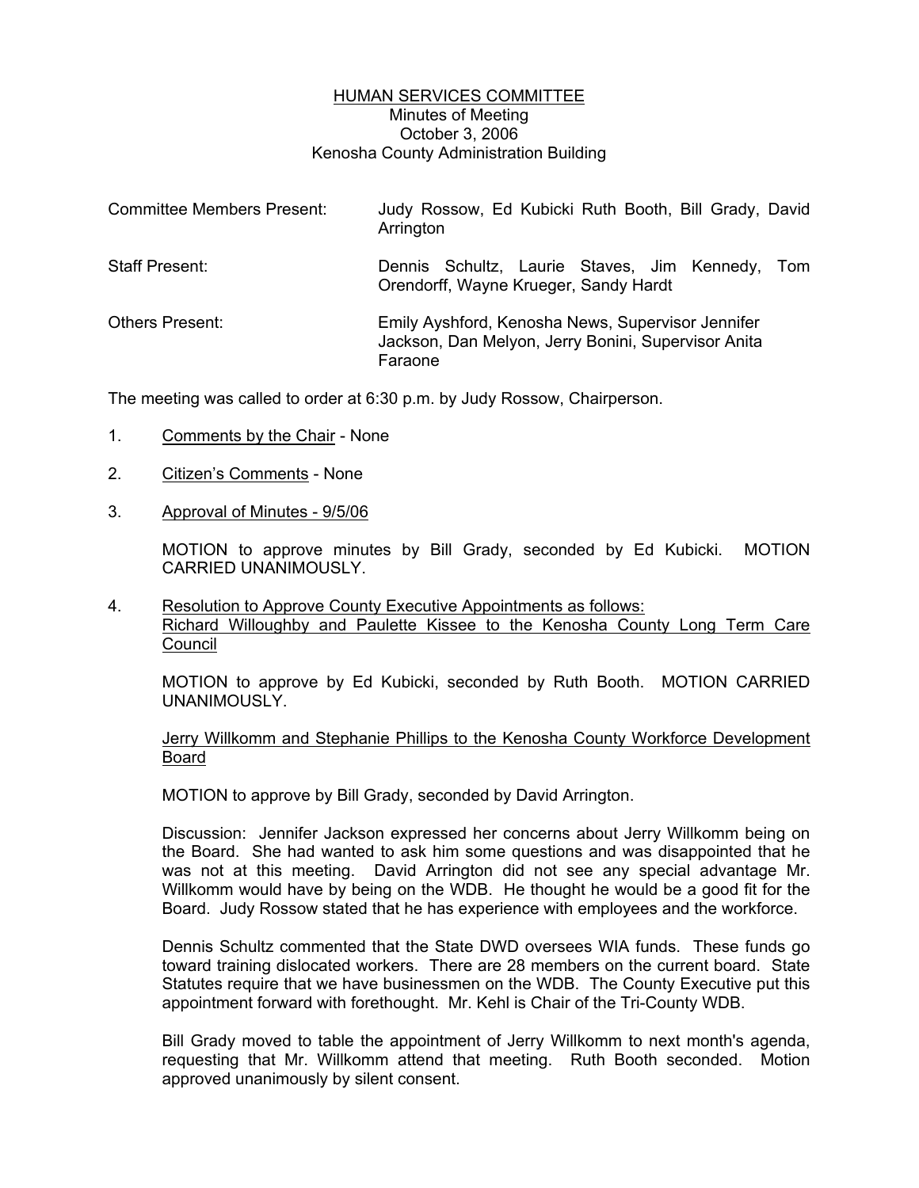# HUMAN SERVICES COMMITTEE

Minutes of Meeting
October 3, 2006
Kenosha County Administration Building

| | |
|---|---|
| Committee Members Present: | Judy Rossow, Ed Kubicki Ruth Booth, Bill Grady, David Arrington |
| Staff Present: | Dennis Schultz, Laurie Staves, Jim Kennedy, Tom Orendorff, Wayne Krueger, Sandy Hardt |
| Others Present: | Emily Ayshford, Kenosha News, Supervisor Jennifer Jackson, Dan Melyon, Jerry Bonini, Supervisor Anita Faraone |

The meeting was called to order at 6:30 p.m. by Judy Rossow, Chairperson.

1. Comments by the Chair - None

2. Citizen's Comments - None

3. Approval of Minutes - 9/5/06

   MOTION to approve minutes by Bill Grady, seconded by Ed Kubicki. MOTION CARRIED UNANIMOUSLY.

4. Resolution to Approve County Executive Appointments as follows:
   Richard Willoughby and Paulette Kissee to the Kenosha County Long Term Care Council

   MOTION to approve by Ed Kubicki, seconded by Ruth Booth. MOTION CARRIED UNANIMOUSLY.

   Jerry Willkomm and Stephanie Phillips to the Kenosha County Workforce Development Board

   MOTION to approve by Bill Grady, seconded by David Arrington.

   Discussion: Jennifer Jackson expressed her concerns about Jerry Willkomm being on the Board. She had wanted to ask him some questions and was disappointed that he was not at this meeting. David Arrington did not see any special advantage Mr. Willkomm would have by being on the WDB. He thought he would be a good fit for the Board. Judy Rossow stated that he has experience with employees and the workforce.

   Dennis Schultz commented that the State DWD oversees WIA funds. These funds go toward training dislocated workers. There are 28 members on the current board. State Statutes require that we have businessmen on the WDB. The County Executive put this appointment forward with forethought. Mr. Kehl is Chair of the Tri-County WDB.

   Bill Grady moved to table the appointment of Jerry Willkomm to next month's agenda, requesting that Mr. Willkomm attend that meeting. Ruth Booth seconded. Motion approved unanimously by silent consent.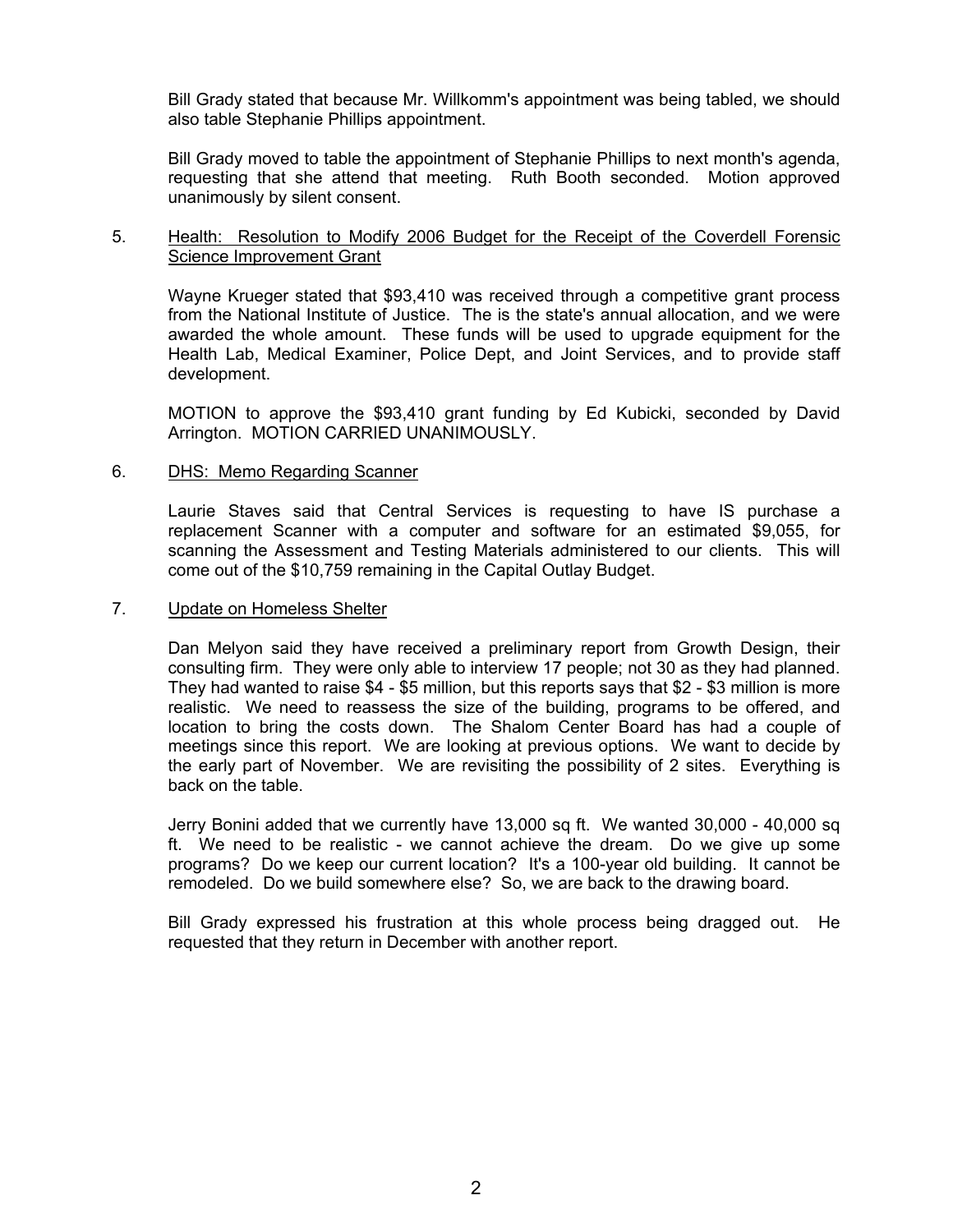Bill Grady stated that because Mr. Willkomm's appointment was being tabled, we should also table Stephanie Phillips appointment.

Bill Grady moved to table the appointment of Stephanie Phillips to next month's agenda, requesting that she attend that meeting. Ruth Booth seconded. Motion approved unanimously by silent consent.

5. <u>Health: Resolution to Modify 2006 Budget for the Receipt of the Coverdell Forensic Science Improvement Grant</u>

Wayne Krueger stated that $93,410 was received through a competitive grant process from the National Institute of Justice. The is the state's annual allocation, and we were awarded the whole amount. These funds will be used to upgrade equipment for the Health Lab, Medical Examiner, Police Dept, and Joint Services, and to provide staff development.

MOTION to approve the $93,410 grant funding by Ed Kubicki, seconded by David Arrington. MOTION CARRIED UNANIMOUSLY.

6. <u>DHS: Memo Regarding Scanner</u>

Laurie Staves said that Central Services is requesting to have IS purchase a replacement Scanner with a computer and software for an estimated $9,055, for scanning the Assessment and Testing Materials administered to our clients. This will come out of the $10,759 remaining in the Capital Outlay Budget.

7. <u>Update on Homeless Shelter</u>

Dan Melyon said they have received a preliminary report from Growth Design, their consulting firm. They were only able to interview 17 people; not 30 as they had planned. They had wanted to raise $4 - $5 million, but this reports says that $2 - $3 million is more realistic. We need to reassess the size of the building, programs to be offered, and location to bring the costs down. The Shalom Center Board has had a couple of meetings since this report. We are looking at previous options. We want to decide by the early part of November. We are revisiting the possibility of 2 sites. Everything is back on the table.

Jerry Bonini added that we currently have 13,000 sq ft. We wanted 30,000 - 40,000 sq ft. We need to be realistic - we cannot achieve the dream. Do we give up some programs? Do we keep our current location? It's a 100-year old building. It cannot be remodeled. Do we build somewhere else? So, we are back to the drawing board.

Bill Grady expressed his frustration at this whole process being dragged out. He requested that they return in December with another report.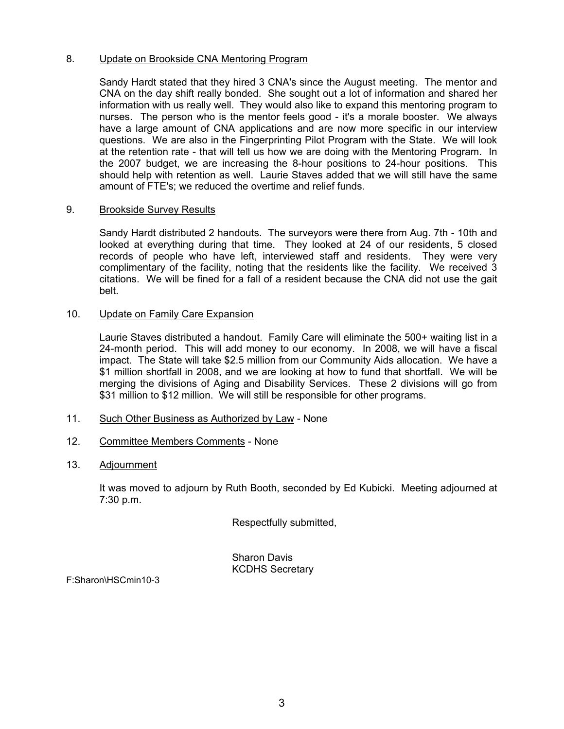8. Update on Brookside CNA Mentoring Program

Sandy Hardt stated that they hired 3 CNA's since the August meeting. The mentor and CNA on the day shift really bonded. She sought out a lot of information and shared her information with us really well. They would also like to expand this mentoring program to nurses. The person who is the mentor feels good - it's a morale booster. We always have a large amount of CNA applications and are now more specific in our interview questions. We are also in the Fingerprinting Pilot Program with the State. We will look at the retention rate - that will tell us how we are doing with the Mentoring Program. In the 2007 budget, we are increasing the 8-hour positions to 24-hour positions. This should help with retention as well. Laurie Staves added that we will still have the same amount of FTE's; we reduced the overtime and relief funds.

9. Brookside Survey Results

Sandy Hardt distributed 2 handouts. The surveyors were there from Aug. 7th - 10th and looked at everything during that time. They looked at 24 of our residents, 5 closed records of people who have left, interviewed staff and residents. They were very complimentary of the facility, noting that the residents like the facility. We received 3 citations. We will be fined for a fall of a resident because the CNA did not use the gait belt.

10. Update on Family Care Expansion

Laurie Staves distributed a handout. Family Care will eliminate the 500+ waiting list in a 24-month period. This will add money to our economy. In 2008, we will have a fiscal impact. The State will take $2.5 million from our Community Aids allocation. We have a $1 million shortfall in 2008, and we are looking at how to fund that shortfall. We will be merging the divisions of Aging and Disability Services. These 2 divisions will go from $31 million to $12 million. We will still be responsible for other programs.

11. Such Other Business as Authorized by Law - None

12. Committee Members Comments - None

13. Adjournment

It was moved to adjourn by Ruth Booth, seconded by Ed Kubicki. Meeting adjourned at 7:30 p.m.

Respectfully submitted,

Sharon Davis
KCDHS Secretary

F:Sharon\HSCmin10-3